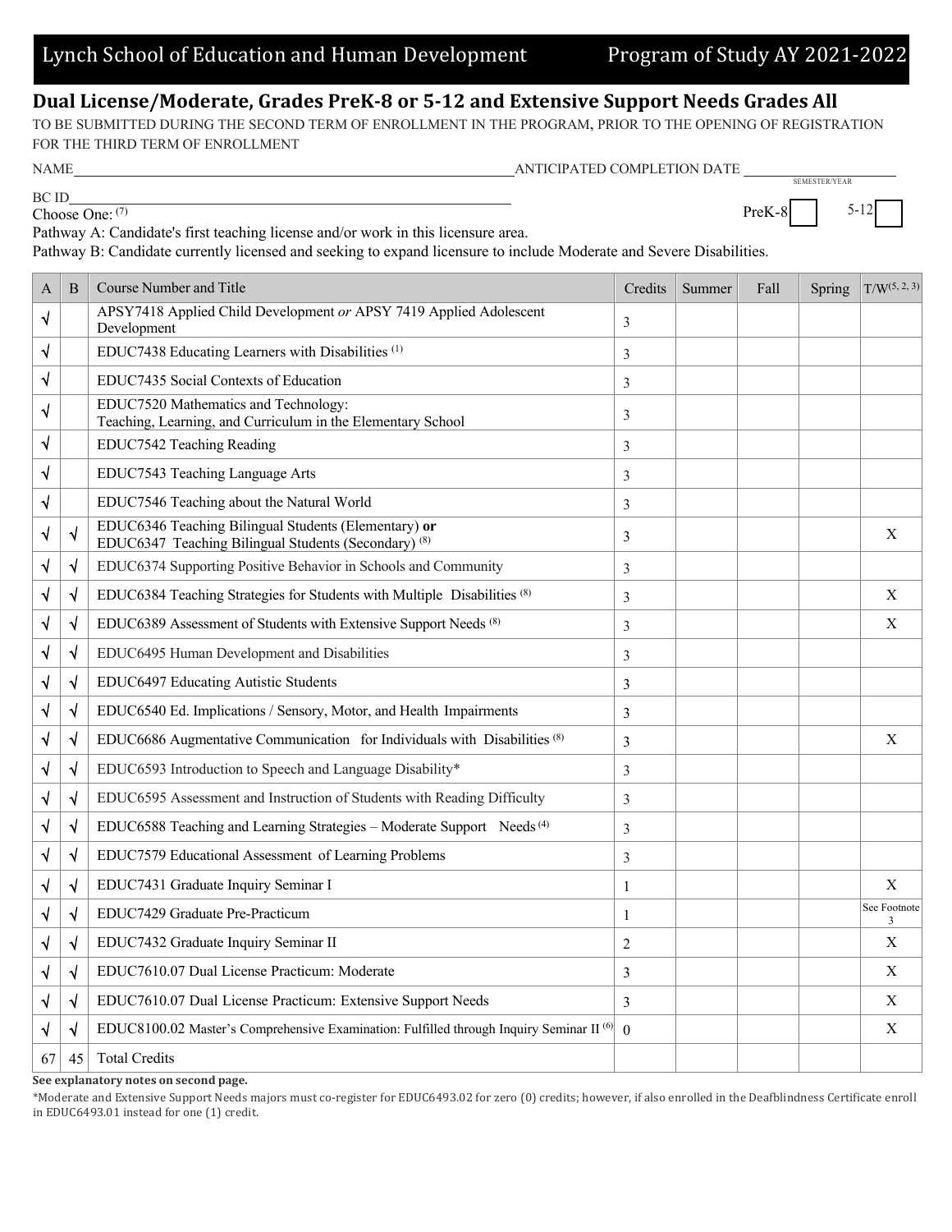Lynch School of Education and Human Development — Program of Study AY 2021-2022

## Dual License/Moderate, Grades PreK-8 or 5-12 and Extensive Support Needs Grades All

TO BE SUBMITTED DURING THE SECOND TERM OF ENROLLMENT IN THE PROGRAM, PRIOR TO THE OPENING OF REGISTRATION FOR THE THIRD TERM OF ENROLLMENT

NAME ______________________________ ANTICIPATED COMPLETION DATE ______________ (SEMESTER/YEAR)

BC ID ______________________________

Choose One: (7) PreK-8 ☐ 5-12 ☐

Pathway A: Candidate's first teaching license and/or work in this licensure area.

Pathway B: Candidate currently licensed and seeking to expand licensure to include Moderate and Severe Disabilities.

| A | B | Course Number and Title | Credits | Summer | Fall | Spring | T/W (5, 2, 3) |
|---|---|---|---|---|---|---|---|
| √ | | APSY7418 Applied Child Development *or* APSY 7419 Applied Adolescent Development | 3 | | | | |
| √ | | EDUC7438 Educating Learners with Disabilities (1) | 3 | | | | |
| √ | | EDUC7435 Social Contexts of Education | 3 | | | | |
| √ | | EDUC7520 Mathematics and Technology: Teaching, Learning, and Curriculum in the Elementary School | 3 | | | | |
| √ | | EDUC7542 Teaching Reading | 3 | | | | |
| √ | | EDUC7543 Teaching Language Arts | 3 | | | | |
| √ | | EDUC7546 Teaching about the Natural World | 3 | | | | |
| √ | √ | EDUC6346 Teaching Bilingual Students (Elementary) **or** EDUC6347 Teaching Bilingual Students (Secondary) (8) | 3 | | | | X |
| √ | √ | EDUC6374 Supporting Positive Behavior in Schools and Community | 3 | | | | |
| √ | √ | EDUC6384 Teaching Strategies for Students with Multiple Disabilities (8) | 3 | | | | X |
| √ | √ | EDUC6389 Assessment of Students with Extensive Support Needs (8) | 3 | | | | X |
| √ | √ | EDUC6495 Human Development and Disabilities | 3 | | | | |
| √ | √ | EDUC6497 Educating Autistic Students | 3 | | | | |
| √ | √ | EDUC6540 Ed. Implications / Sensory, Motor, and Health Impairments | 3 | | | | |
| √ | √ | EDUC6686 Augmentative Communication for Individuals with Disabilities (8) | 3 | | | | X |
| √ | √ | EDUC6593 Introduction to Speech and Language Disability* | 3 | | | | |
| √ | √ | EDUC6595 Assessment and Instruction of Students with Reading Difficulty | 3 | | | | |
| √ | √ | EDUC6588 Teaching and Learning Strategies – Moderate Support Needs (4) | 3 | | | | |
| √ | √ | EDUC7579 Educational Assessment of Learning Problems | 3 | | | | |
| √ | √ | EDUC7431 Graduate Inquiry Seminar I | 1 | | | | X |
| √ | √ | EDUC7429 Graduate Pre-Practicum | 1 | | | | See Footnote 3 |
| √ | √ | EDUC7432 Graduate Inquiry Seminar II | 2 | | | | X |
| √ | √ | EDUC7610.07 Dual License Practicum: Moderate | 3 | | | | X |
| √ | √ | EDUC7610.07 Dual License Practicum: Extensive Support Needs | 3 | | | | X |
| √ | √ | EDUC8100.02 Master's Comprehensive Examination: Fulfilled through Inquiry Seminar II (6) | 0 | | | | X |
| 67 | 45 | Total Credits | | | | | |

**See explanatory notes on second page.**

*Moderate and Extensive Support Needs majors must co-register for EDUC6493.02 for zero (0) credits; however, if also enrolled in the Deafblindness Certificate enroll in EDUC6493.01 instead for one (1) credit.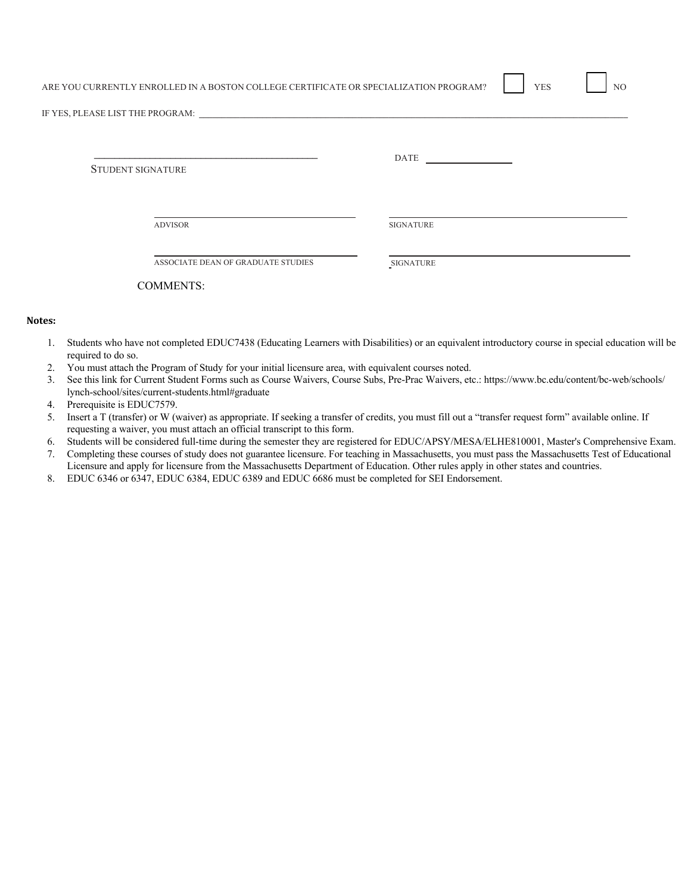ARE YOU CURRENTLY ENROLLED IN A BOSTON COLLEGE CERTIFICATE OR SPECIALIZATION PROGRAM? ☐ YES ☐ NO

IF YES, PLEASE LIST THE PROGRAM: ______________________________________________

______________________________ DATE ____________

STUDENT SIGNATURE

______________________________ ______________________________

ADVISOR SIGNATURE

______________________________ ______________________________

ASSOCIATE DEAN OF GRADUATE STUDIES SIGNATURE

COMMENTS:

**Notes:**

1. Students who have not completed EDUC7438 (Educating Learners with Disabilities) or an equivalent introductory course in special education will be required to do so.
2. You must attach the Program of Study for your initial licensure area, with equivalent courses noted.
3. See this link for Current Student Forms such as Course Waivers, Course Subs, Pre-Prac Waivers, etc.: https://www.bc.edu/content/bc-web/schools/lynch-school/sites/current-students.html#graduate
4. Prerequisite is EDUC7579.
5. Insert a T (transfer) or W (waiver) as appropriate. If seeking a transfer of credits, you must fill out a "transfer request form" available online. If requesting a waiver, you must attach an official transcript to this form.
6. Students will be considered full-time during the semester they are registered for EDUC/APSY/MESA/ELHE810001, Master's Comprehensive Exam.
7. Completing these courses of study does not guarantee licensure. For teaching in Massachusetts, you must pass the Massachusetts Test of Educational Licensure and apply for licensure from the Massachusetts Department of Education. Other rules apply in other states and countries.
8. EDUC 6346 or 6347, EDUC 6384, EDUC 6389 and EDUC 6686 must be completed for SEI Endorsement.